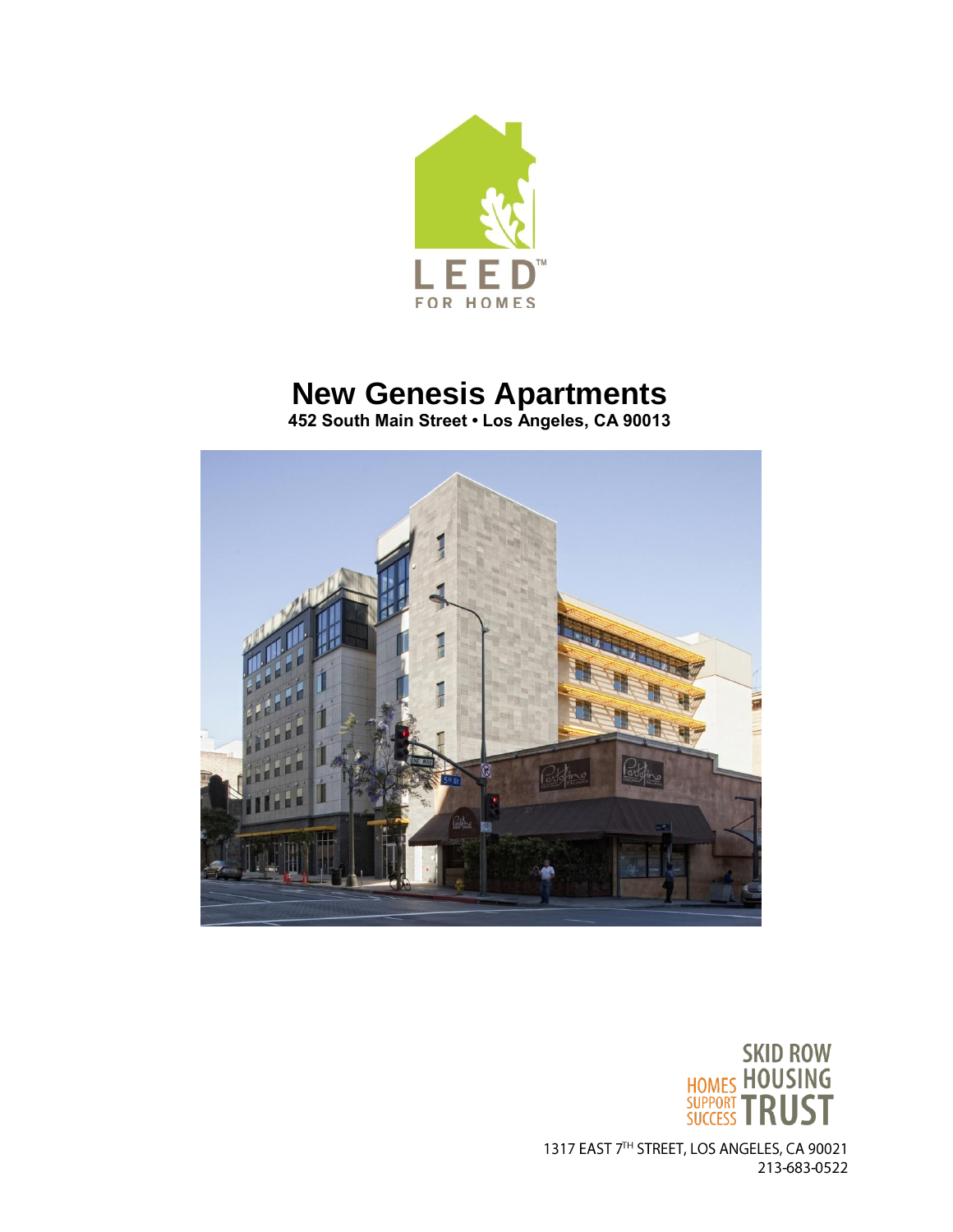LEED™

FOR HOMES

# New Genesis Apartments

**452 South Main Street • Los Angeles, CA 90013**

SKID ROW HOUSING TRUST

HOMES SUPPORT SUCCESS

1317 EAST 7TH STREET, LOS ANGELES, CA 90021

213-683-0522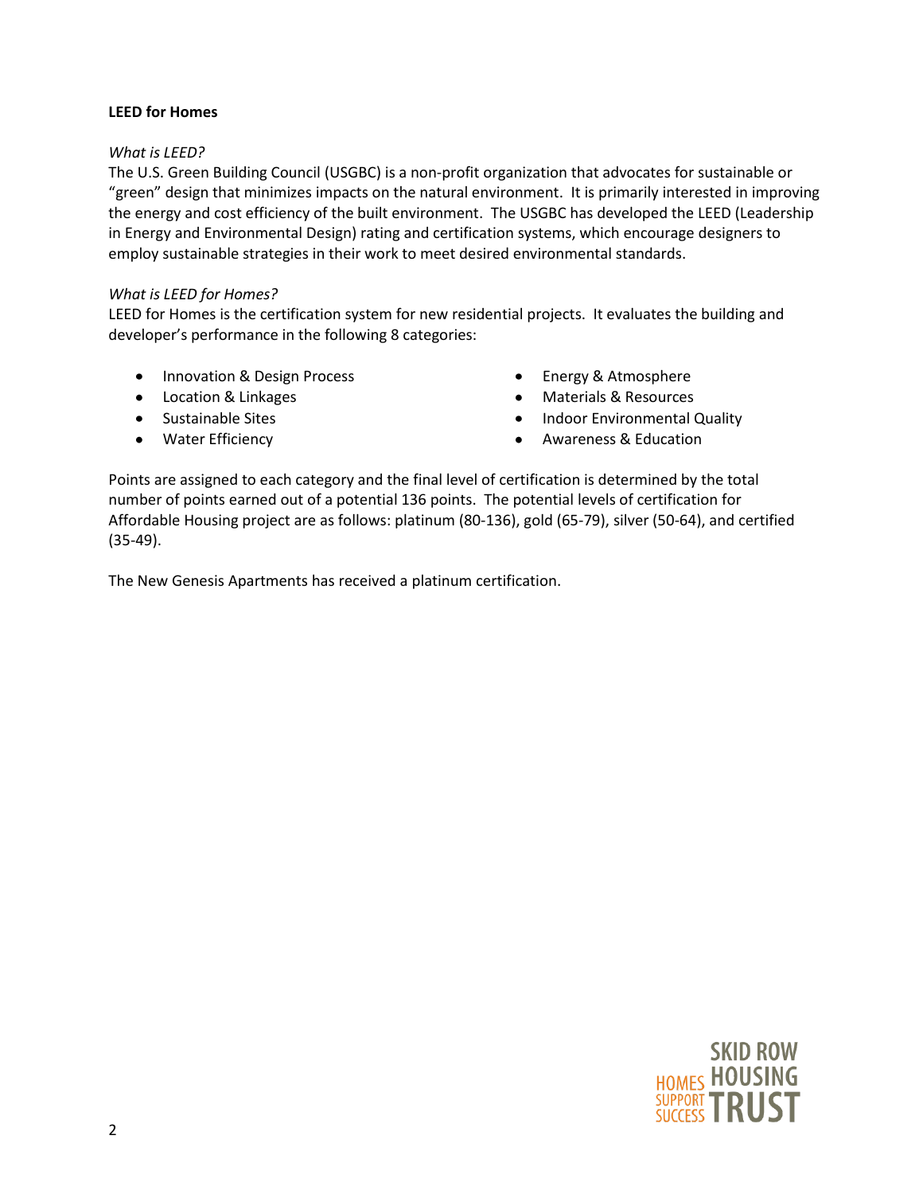**LEED for Homes**

*What is LEED?*

The U.S. Green Building Council (USGBC) is a non-profit organization that advocates for sustainable or "green" design that minimizes impacts on the natural environment. It is primarily interested in improving the energy and cost efficiency of the built environment. The USGBC has developed the LEED (Leadership in Energy and Environmental Design) rating and certification systems, which encourage designers to employ sustainable strategies in their work to meet desired environmental standards.

*What is LEED for Homes?*

LEED for Homes is the certification system for new residential projects. It evaluates the building and developer's performance in the following 8 categories:

- Innovation & Design Process
- Location & Linkages
- Sustainable Sites
- Water Efficiency
- Energy & Atmosphere
- Materials & Resources
- Indoor Environmental Quality
- Awareness & Education

Points are assigned to each category and the final level of certification is determined by the total number of points earned out of a potential 136 points. The potential levels of certification for Affordable Housing project are as follows: platinum (80-136), gold (65-79), silver (50-64), and certified (35-49).

The New Genesis Apartments has received a platinum certification.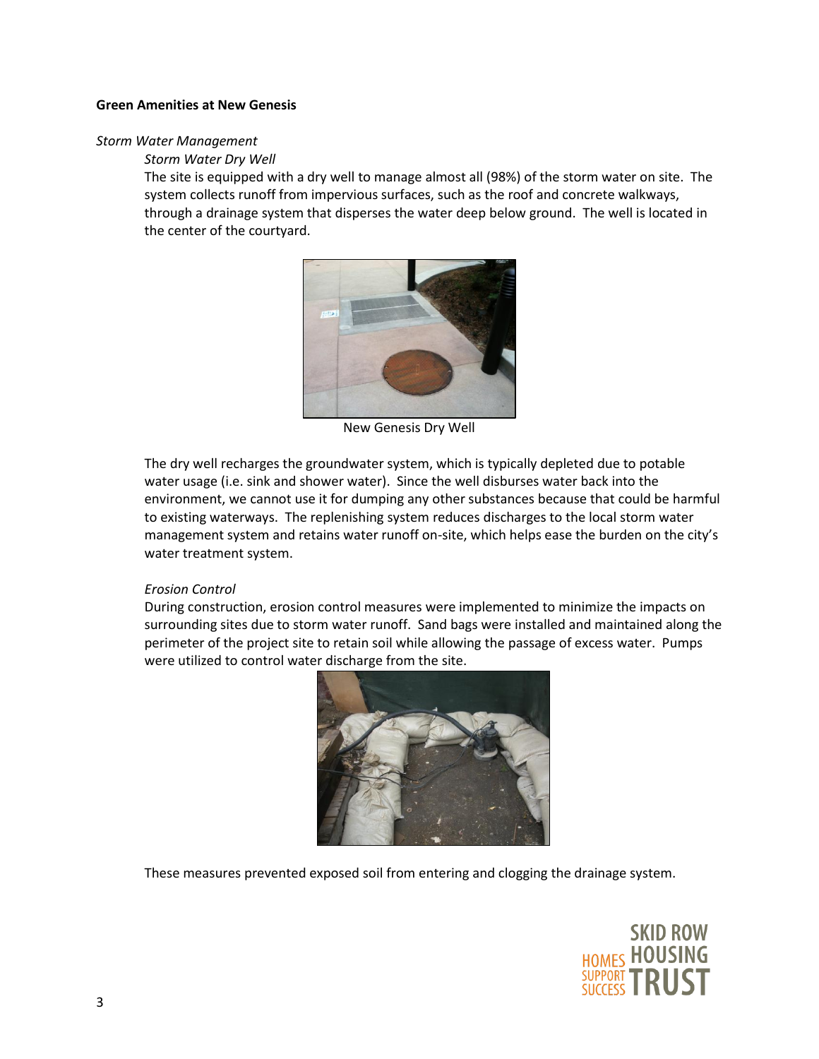**Green Amenities at New Genesis**

*Storm Water Management*

*Storm Water Dry Well*

The site is equipped with a dry well to manage almost all (98%) of the storm water on site. The system collects runoff from impervious surfaces, such as the roof and concrete walkways, through a drainage system that disperses the water deep below ground. The well is located in the center of the courtyard.

New Genesis Dry Well

The dry well recharges the groundwater system, which is typically depleted due to potable water usage (i.e. sink and shower water). Since the well disburses water back into the environment, we cannot use it for dumping any other substances because that could be harmful to existing waterways. The replenishing system reduces discharges to the local storm water management system and retains water runoff on-site, which helps ease the burden on the city's water treatment system.

*Erosion Control*

During construction, erosion control measures were implemented to minimize the impacts on surrounding sites due to storm water runoff. Sand bags were installed and maintained along the perimeter of the project site to retain soil while allowing the passage of excess water. Pumps were utilized to control water discharge from the site.

These measures prevented exposed soil from entering and clogging the drainage system.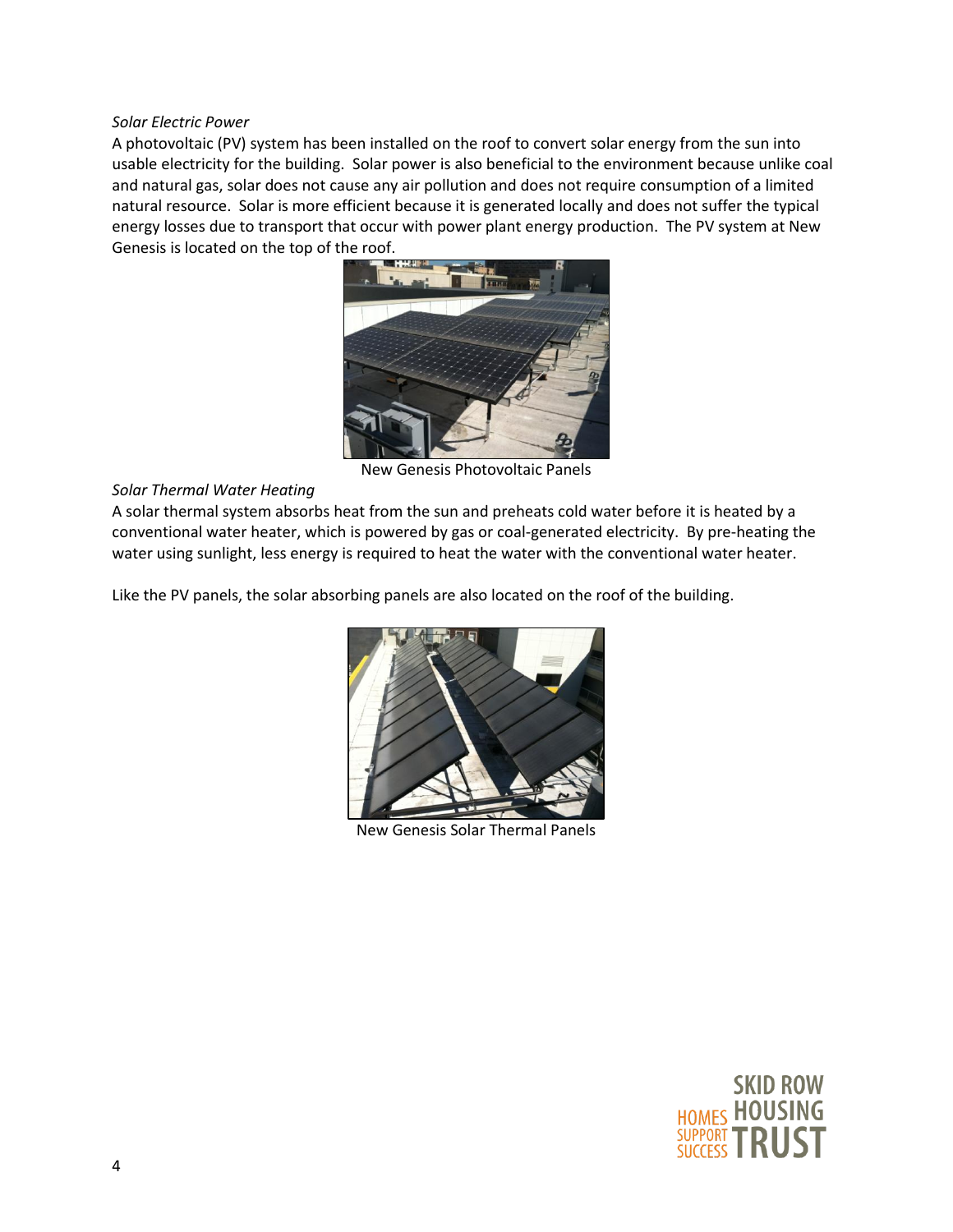*Solar Electric Power*

A photovoltaic (PV) system has been installed on the roof to convert solar energy from the sun into usable electricity for the building. Solar power is also beneficial to the environment because unlike coal and natural gas, solar does not cause any air pollution and does not require consumption of a limited natural resource. Solar is more efficient because it is generated locally and does not suffer the typical energy losses due to transport that occur with power plant energy production. The PV system at New Genesis is located on the top of the roof.

New Genesis Photovoltaic Panels

*Solar Thermal Water Heating*

A solar thermal system absorbs heat from the sun and preheats cold water before it is heated by a conventional water heater, which is powered by gas or coal-generated electricity. By pre-heating the water using sunlight, less energy is required to heat the water with the conventional water heater.

Like the PV panels, the solar absorbing panels are also located on the roof of the building.

New Genesis Solar Thermal Panels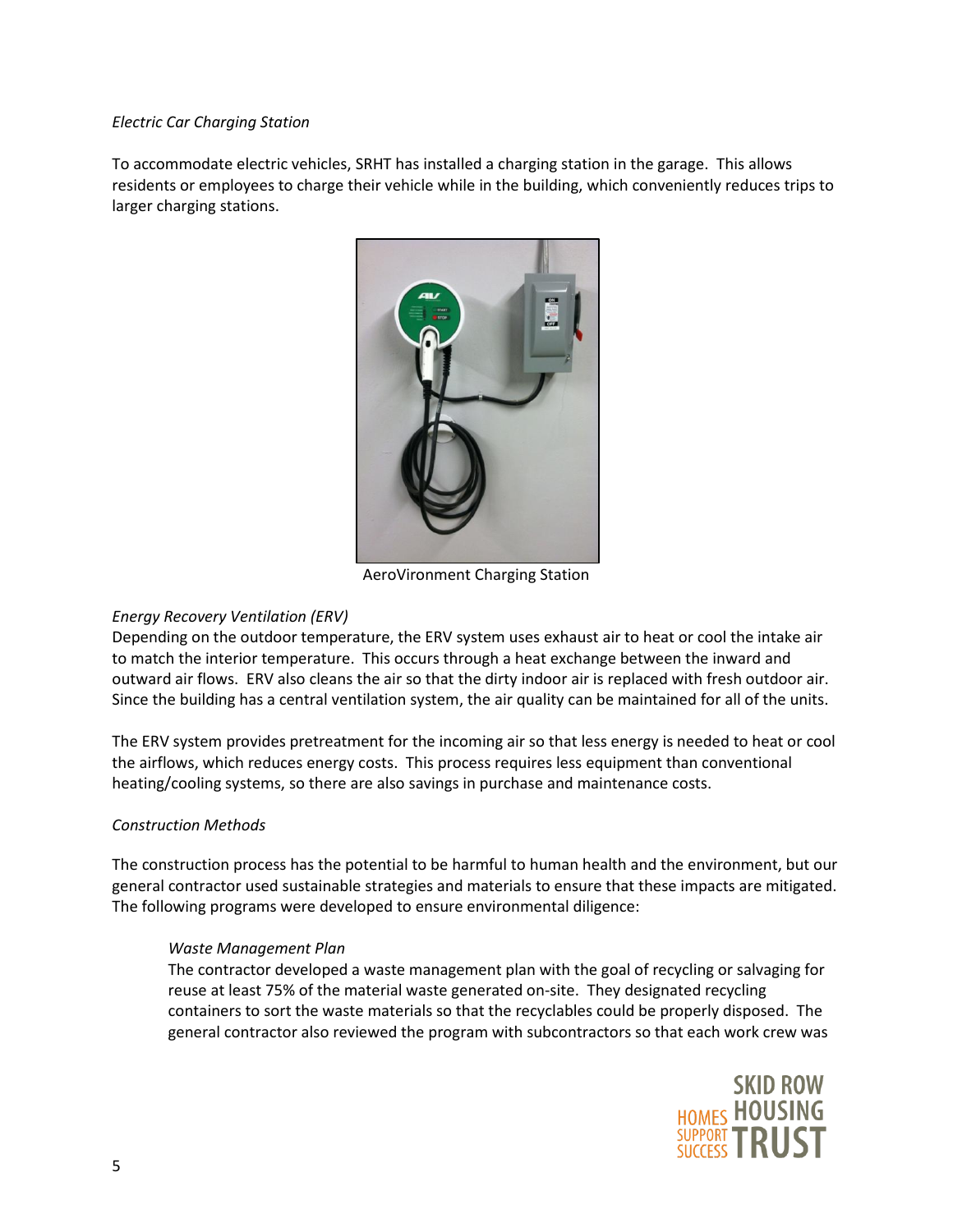*Electric Car Charging Station*

To accommodate electric vehicles, SRHT has installed a charging station in the garage. This allows residents or employees to charge their vehicle while in the building, which conveniently reduces trips to larger charging stations.

AeroVironment Charging Station

*Energy Recovery Ventilation (ERV)*

Depending on the outdoor temperature, the ERV system uses exhaust air to heat or cool the intake air to match the interior temperature. This occurs through a heat exchange between the inward and outward air flows. ERV also cleans the air so that the dirty indoor air is replaced with fresh outdoor air. Since the building has a central ventilation system, the air quality can be maintained for all of the units.

The ERV system provides pretreatment for the incoming air so that less energy is needed to heat or cool the airflows, which reduces energy costs. This process requires less equipment than conventional heating/cooling systems, so there are also savings in purchase and maintenance costs.

*Construction Methods*

The construction process has the potential to be harmful to human health and the environment, but our general contractor used sustainable strategies and materials to ensure that these impacts are mitigated. The following programs were developed to ensure environmental diligence:

*Waste Management Plan*

The contractor developed a waste management plan with the goal of recycling or salvaging for reuse at least 75% of the material waste generated on-site. They designated recycling containers to sort the waste materials so that the recyclables could be properly disposed. The general contractor also reviewed the program with subcontractors so that each work crew was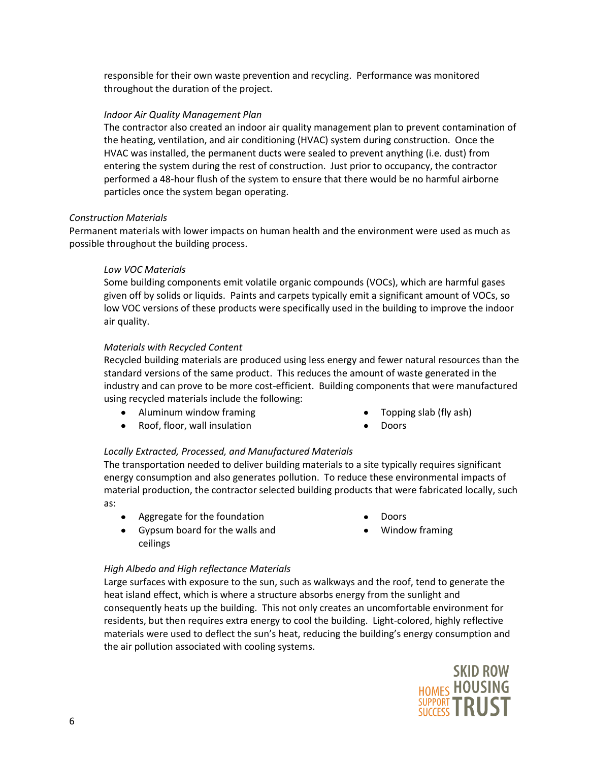responsible for their own waste prevention and recycling. Performance was monitored throughout the duration of the project.

*Indoor Air Quality Management Plan*

The contractor also created an indoor air quality management plan to prevent contamination of the heating, ventilation, and air conditioning (HVAC) system during construction. Once the HVAC was installed, the permanent ducts were sealed to prevent anything (i.e. dust) from entering the system during the rest of construction. Just prior to occupancy, the contractor performed a 48-hour flush of the system to ensure that there would be no harmful airborne particles once the system began operating.

*Construction Materials*

Permanent materials with lower impacts on human health and the environment were used as much as possible throughout the building process.

*Low VOC Materials*

Some building components emit volatile organic compounds (VOCs), which are harmful gases given off by solids or liquids. Paints and carpets typically emit a significant amount of VOCs, so low VOC versions of these products were specifically used in the building to improve the indoor air quality.

*Materials with Recycled Content*

Recycled building materials are produced using less energy and fewer natural resources than the standard versions of the same product. This reduces the amount of waste generated in the industry and can prove to be more cost-efficient. Building components that were manufactured using recycled materials include the following:

- Aluminum window framing
- Roof, floor, wall insulation
- Topping slab (fly ash)
- Doors

*Locally Extracted, Processed, and Manufactured Materials*

The transportation needed to deliver building materials to a site typically requires significant energy consumption and also generates pollution. To reduce these environmental impacts of material production, the contractor selected building products that were fabricated locally, such as:

- Aggregate for the foundation
- Gypsum board for the walls and ceilings
- Doors
- Window framing

*High Albedo and High reflectance Materials*

Large surfaces with exposure to the sun, such as walkways and the roof, tend to generate the heat island effect, which is where a structure absorbs energy from the sunlight and consequently heats up the building. This not only creates an uncomfortable environment for residents, but then requires extra energy to cool the building. Light-colored, highly reflective materials were used to deflect the sun's heat, reducing the building's energy consumption and the air pollution associated with cooling systems.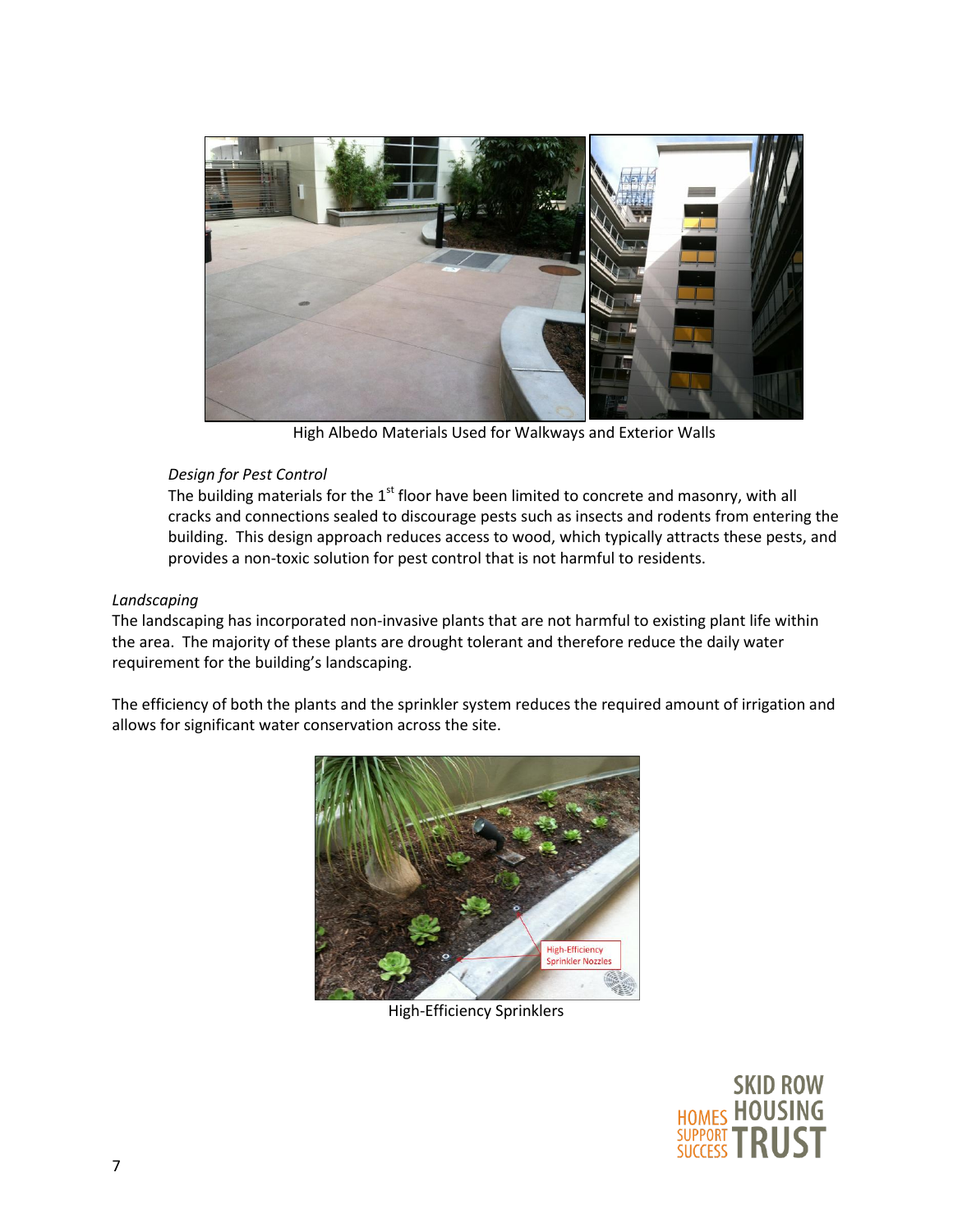High Albedo Materials Used for Walkways and Exterior Walls

*Design for Pest Control*

The building materials for the 1st floor have been limited to concrete and masonry, with all cracks and connections sealed to discourage pests such as insects and rodents from entering the building. This design approach reduces access to wood, which typically attracts these pests, and provides a non-toxic solution for pest control that is not harmful to residents.

*Landscaping*

The landscaping has incorporated non-invasive plants that are not harmful to existing plant life within the area. The majority of these plants are drought tolerant and therefore reduce the daily water requirement for the building's landscaping.

The efficiency of both the plants and the sprinkler system reduces the required amount of irrigation and allows for significant water conservation across the site.

High-Efficiency Sprinklers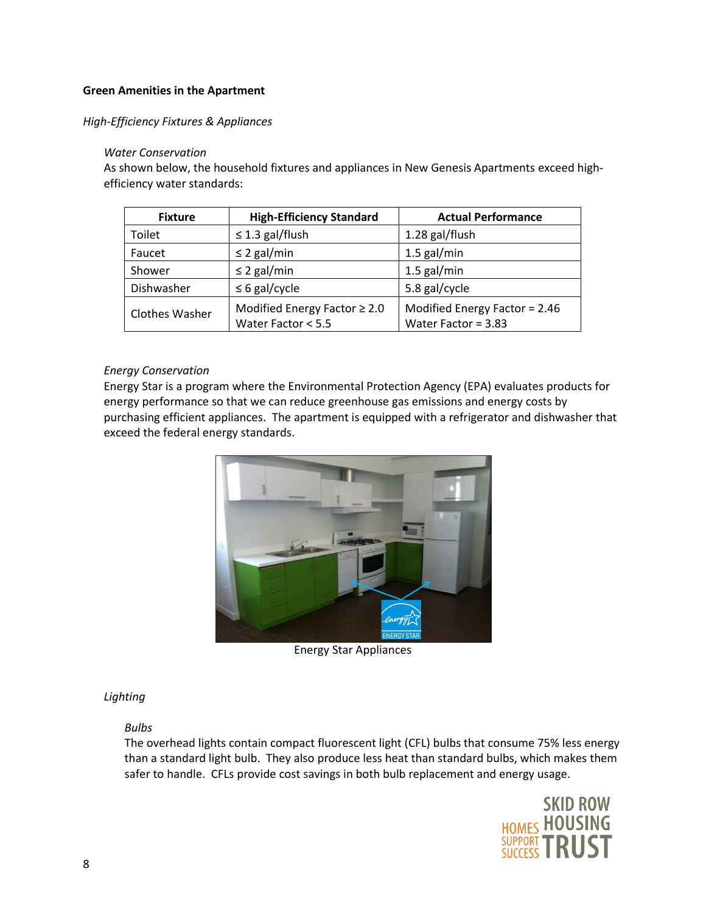**Green Amenities in the Apartment**

*High-Efficiency Fixtures & Appliances*

*Water Conservation*

As shown below, the household fixtures and appliances in New Genesis Apartments exceed high-efficiency water standards:

| Fixture | High-Efficiency Standard | Actual Performance |
|---|---|---|
| Toilet | ≤ 1.3 gal/flush | 1.28 gal/flush |
| Faucet | ≤ 2 gal/min | 1.5 gal/min |
| Shower | ≤ 2 gal/min | 1.5 gal/min |
| Dishwasher | ≤ 6 gal/cycle | 5.8 gal/cycle |
| Clothes Washer | Modified Energy Factor ≥ 2.0<br>Water Factor < 5.5 | Modified Energy Factor = 2.46<br>Water Factor = 3.83 |

*Energy Conservation*

Energy Star is a program where the Environmental Protection Agency (EPA) evaluates products for energy performance so that we can reduce greenhouse gas emissions and energy costs by purchasing efficient appliances. The apartment is equipped with a refrigerator and dishwasher that exceed the federal energy standards.

Energy Star Appliances

*Lighting*

*Bulbs*

The overhead lights contain compact fluorescent light (CFL) bulbs that consume 75% less energy than a standard light bulb. They also produce less heat than standard bulbs, which makes them safer to handle. CFLs provide cost savings in both bulb replacement and energy usage.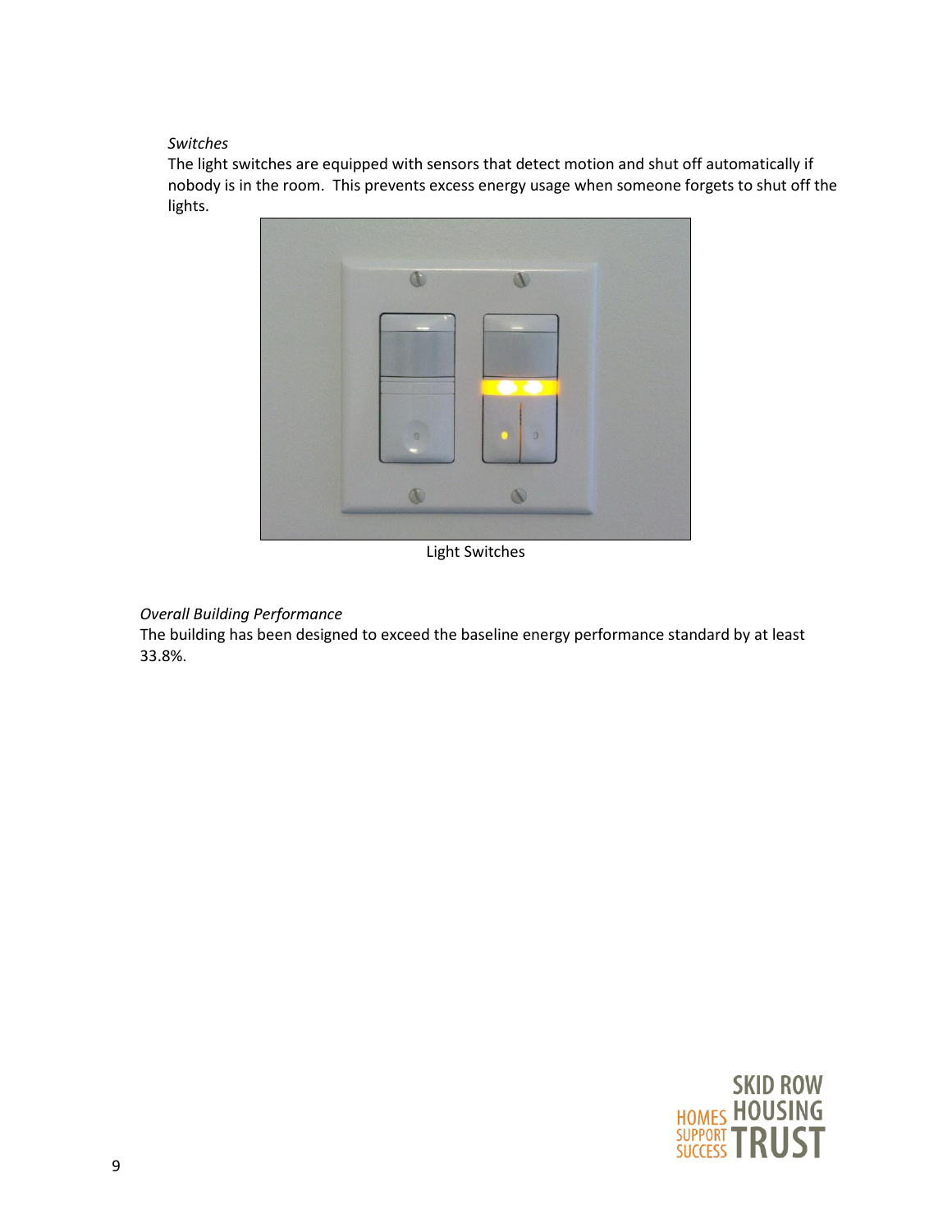*Switches*

The light switches are equipped with sensors that detect motion and shut off automatically if nobody is in the room. This prevents excess energy usage when someone forgets to shut off the lights.

Light Switches

*Overall Building Performance*

The building has been designed to exceed the baseline energy performance standard by at least 33.8%.